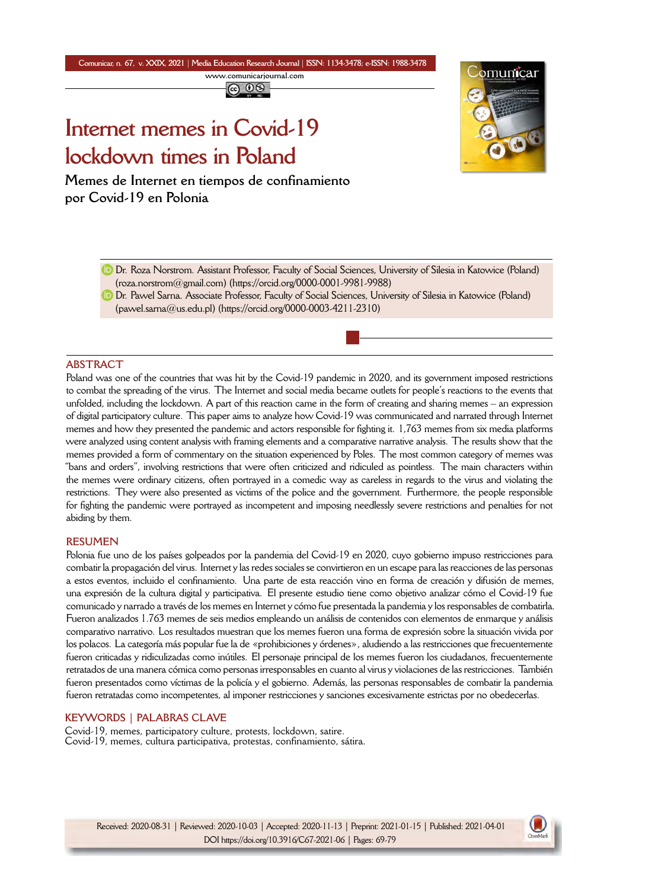# Internet memes in Covid-19 lockdown times in Poland

## Memes de Internet en tiempos de confinamiento por Covid-19 en Polonia

Dr. Roza Norstrom. Assistant Professor, Faculty of Social Sciences, University of Silesia in Katowice (Poland) (roza.norstrom@gmail.com) (https://orcid.org/0000-0001-9981-9988)

Dr. Pawel Sarna. Associate Professor, Faculty of Social Sciences, University of Silesia in Katowice (Poland) (pawel.sarna@us.edu.pl) (https://orcid.org/0000-0003-4211-2310)

### ABSTRACT

Poland was one of the countries that was hit by the Covid-19 pandemic in 2020, and its government imposed restrictions to combat the spreading of the virus. The Internet and social media became outlets for people's reactions to the events that unfolded, including the lockdown. A part of this reaction came in the form of creating and sharing memes – an expression of digital participatory culture. This paper aims to analyze how Covid-19 was communicated and narrated through Internet memes and how they presented the pandemic and actors responsible for fighting it. 1,763 memes from six media platforms were analyzed using content analysis with framing elements and a comparative narrative analysis. The results show that the memes provided a form of commentary on the situation experienced by Poles. The most common category of memes was "bans and orders", involving restrictions that were often criticized and ridiculed as pointless. The main characters within the memes were ordinary citizens, often portrayed in a comedic way as careless in regards to the virus and violating the restrictions. They were also presented as victims of the police and the government. Furthermore, the people responsible for fighting the pandemic were portrayed as incompetent and imposing needlessly severe restrictions and penalties for not abiding by them.

### RESUMEN

Polonia fue uno de los países golpeados por la pandemia del Covid-19 en 2020, cuyo gobierno impuso restricciones para combatir la propagación del virus. Internet y las redes sociales se convirtieron en un escape para las reacciones de las personas a estos eventos, incluido el confinamiento. Una parte de esta reacción vino en forma de creación y difusión de memes, una expresión de la cultura digital y participativa. El presente estudio tiene como objetivo analizar cómo el Covid-19 fue comunicado y narrado a través de los memes en Internet y cómo fue presentada la pandemia y los responsables de combatirla. Fueron analizados 1.763 memes de seis medios empleando un análisis de contenidos con elementos de enmarque y análisis comparativo narrativo. Los resultados muestran que los memes fueron una forma de expresión sobre la situación vivida por los polacos. La categoría más popular fue la de «prohibiciones y órdenes», aludiendo a las restricciones que frecuentemente fueron criticadas y ridiculizadas como inútiles. El personaje principal de los memes fueron los ciudadanos, frecuentemente retratados de una manera cómica como personas irresponsables en cuanto al virus y violaciones de las restricciones. También fueron presentados como víctimas de la policía y el gobierno. Además, las personas responsables de combatir la pandemia fueron retratadas como incompetentes, al imponer restricciones y sanciones excesivamente estrictas por no obedecerlas.

### KEYWORDS | PALABRAS CLAVE

Covid-19, memes, participatory culture, protests, lockdown, satire.
Covid-19, memes, cultura participativa, protestas, confinamiento, sátira.

Received: 2020-08-31 | Reviewed: 2020-10-03 | Accepted: 2020-11-13 | Preprint: 2021-01-15 | Published: 2021-04-01
DOI https://doi.org/10.3916/C67-2021-06 | Pages: 69-79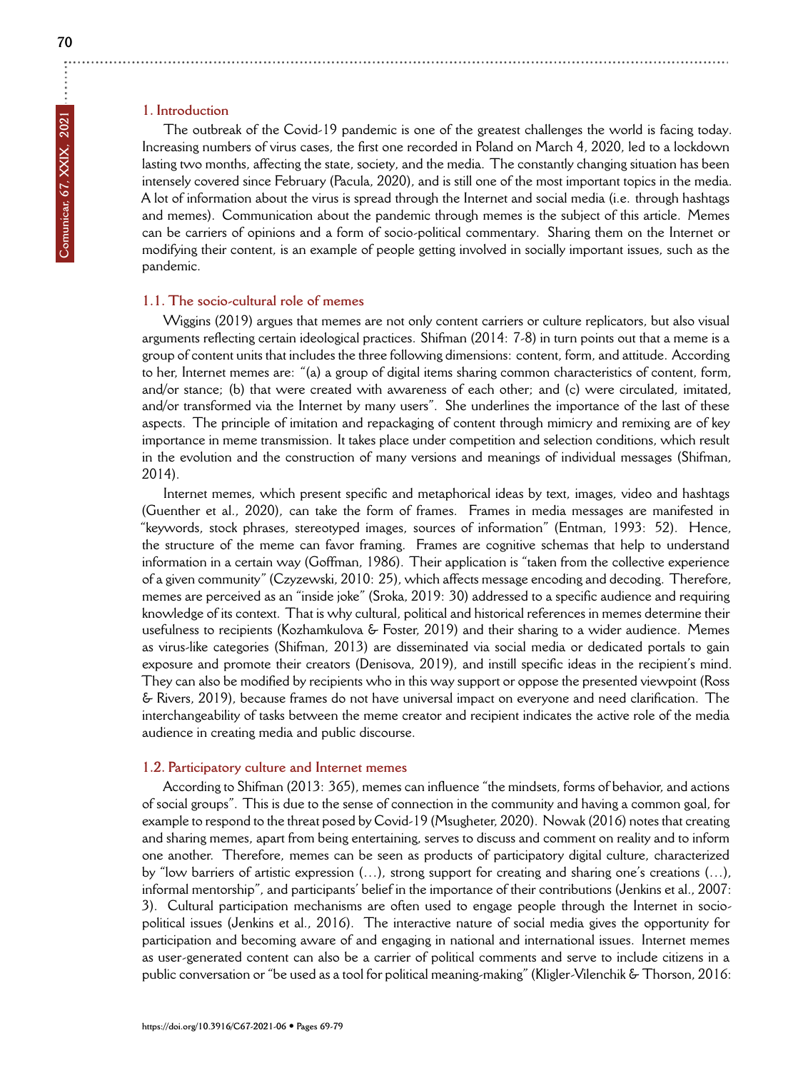## 1. Introduction

The outbreak of the Covid-19 pandemic is one of the greatest challenges the world is facing today. Increasing numbers of virus cases, the first one recorded in Poland on March 4, 2020, led to a lockdown lasting two months, affecting the state, society, and the media. The constantly changing situation has been intensely covered since February (Pacula, 2020), and is still one of the most important topics in the media. A lot of information about the virus is spread through the Internet and social media (i.e. through hashtags and memes). Communication about the pandemic through memes is the subject of this article. Memes can be carriers of opinions and a form of socio-political commentary. Sharing them on the Internet or modifying their content, is an example of people getting involved in socially important issues, such as the pandemic.

### 1.1. The socio-cultural role of memes

Wiggins (2019) argues that memes are not only content carriers or culture replicators, but also visual arguments reflecting certain ideological practices. Shifman (2014: 7-8) in turn points out that a meme is a group of content units that includes the three following dimensions: content, form, and attitude. According to her, Internet memes are: "(a) a group of digital items sharing common characteristics of content, form, and/or stance; (b) that were created with awareness of each other; and (c) were circulated, imitated, and/or transformed via the Internet by many users". She underlines the importance of the last of these aspects. The principle of imitation and repackaging of content through mimicry and remixing are of key importance in meme transmission. It takes place under competition and selection conditions, which result in the evolution and the construction of many versions and meanings of individual messages (Shifman, 2014).

Internet memes, which present specific and metaphorical ideas by text, images, video and hashtags (Guenther et al., 2020), can take the form of frames. Frames in media messages are manifested in "keywords, stock phrases, stereotyped images, sources of information" (Entman, 1993: 52). Hence, the structure of the meme can favor framing. Frames are cognitive schemas that help to understand information in a certain way (Goffman, 1986). Their application is "taken from the collective experience of a given community" (Czyzewski, 2010: 25), which affects message encoding and decoding. Therefore, memes are perceived as an "inside joke" (Sroka, 2019: 30) addressed to a specific audience and requiring knowledge of its context. That is why cultural, political and historical references in memes determine their usefulness to recipients (Kozhamkulova & Foster, 2019) and their sharing to a wider audience. Memes as virus-like categories (Shifman, 2013) are disseminated via social media or dedicated portals to gain exposure and promote their creators (Denisova, 2019), and instill specific ideas in the recipient's mind. They can also be modified by recipients who in this way support or oppose the presented viewpoint (Ross & Rivers, 2019), because frames do not have universal impact on everyone and need clarification. The interchangeability of tasks between the meme creator and recipient indicates the active role of the media audience in creating media and public discourse.

### 1.2. Participatory culture and Internet memes

According to Shifman (2013: 365), memes can influence "the mindsets, forms of behavior, and actions of social groups". This is due to the sense of connection in the community and having a common goal, for example to respond to the threat posed by Covid-19 (Msugheter, 2020). Nowak (2016) notes that creating and sharing memes, apart from being entertaining, serves to discuss and comment on reality and to inform one another. Therefore, memes can be seen as products of participatory digital culture, characterized by "low barriers of artistic expression (…), strong support for creating and sharing one's creations (…), informal mentorship", and participants' belief in the importance of their contributions (Jenkins et al., 2007: 3). Cultural participation mechanisms are often used to engage people through the Internet in socio-political issues (Jenkins et al., 2016). The interactive nature of social media gives the opportunity for participation and becoming aware of and engaging in national and international issues. Internet memes as user-generated content can also be a carrier of political comments and serve to include citizens in a public conversation or "be used as a tool for political meaning-making" (Kligler-Vilenchik & Thorson, 2016: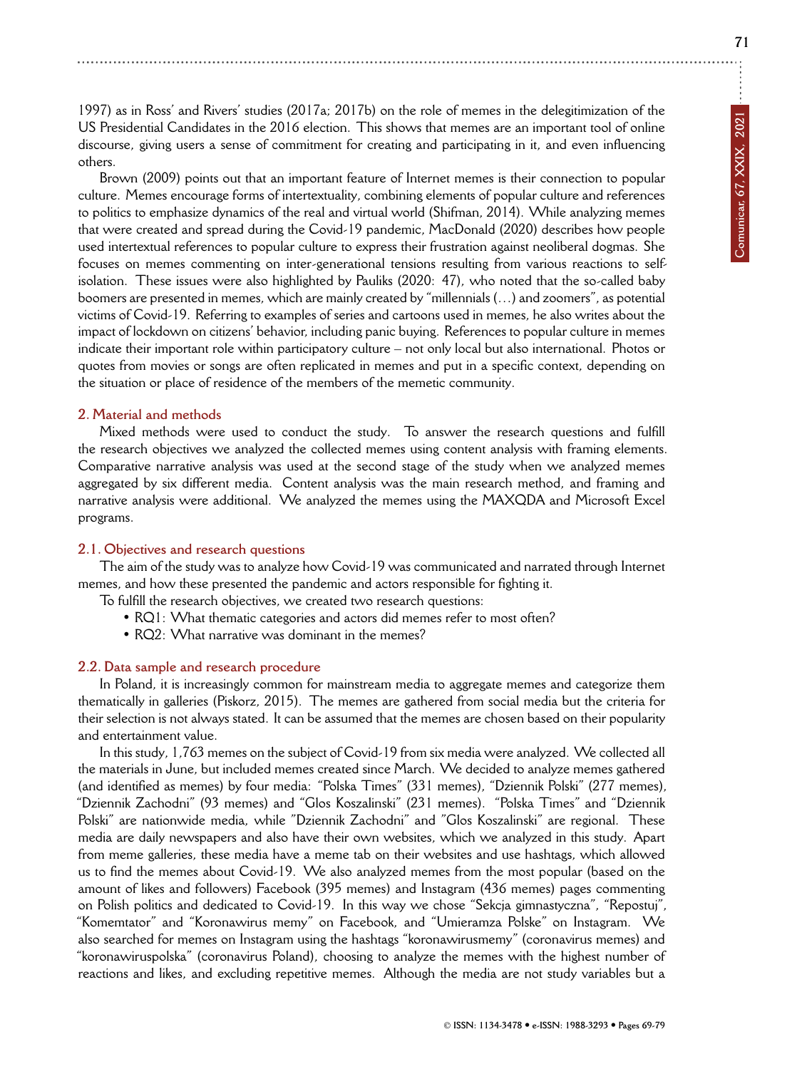1997) as in Ross' and Rivers' studies (2017a; 2017b) on the role of memes in the delegitimization of the US Presidential Candidates in the 2016 election. This shows that memes are an important tool of online discourse, giving users a sense of commitment for creating and participating in it, and even influencing others.

Brown (2009) points out that an important feature of Internet memes is their connection to popular culture. Memes encourage forms of intertextuality, combining elements of popular culture and references to politics to emphasize dynamics of the real and virtual world (Shifman, 2014). While analyzing memes that were created and spread during the Covid-19 pandemic, MacDonald (2020) describes how people used intertextual references to popular culture to express their frustration against neoliberal dogmas. She focuses on memes commenting on inter-generational tensions resulting from various reactions to self-isolation. These issues were also highlighted by Pauliks (2020: 47), who noted that the so-called baby boomers are presented in memes, which are mainly created by "millennials (…) and zoomers", as potential victims of Covid-19. Referring to examples of series and cartoons used in memes, he also writes about the impact of lockdown on citizens' behavior, including panic buying. References to popular culture in memes indicate their important role within participatory culture – not only local but also international. Photos or quotes from movies or songs are often replicated in memes and put in a specific context, depending on the situation or place of residence of the members of the memetic community.

## 2. Material and methods

Mixed methods were used to conduct the study. To answer the research questions and fulfill the research objectives we analyzed the collected memes using content analysis with framing elements. Comparative narrative analysis was used at the second stage of the study when we analyzed memes aggregated by six different media. Content analysis was the main research method, and framing and narrative analysis were additional. We analyzed the memes using the MAXQDA and Microsoft Excel programs.

### 2.1. Objectives and research questions

The aim of the study was to analyze how Covid-19 was communicated and narrated through Internet memes, and how these presented the pandemic and actors responsible for fighting it.

To fulfill the research objectives, we created two research questions:

- RQ1: What thematic categories and actors did memes refer to most often?
- RQ2: What narrative was dominant in the memes?

### 2.2. Data sample and research procedure

In Poland, it is increasingly common for mainstream media to aggregate memes and categorize them thematically in galleries (Piskorz, 2015). The memes are gathered from social media but the criteria for their selection is not always stated. It can be assumed that the memes are chosen based on their popularity and entertainment value.

In this study, 1,763 memes on the subject of Covid-19 from six media were analyzed. We collected all the materials in June, but included memes created since March. We decided to analyze memes gathered (and identified as memes) by four media: "Polska Times" (331 memes), "Dziennik Polski" (277 memes), "Dziennik Zachodni" (93 memes) and "Glos Koszalinski" (231 memes). "Polska Times" and "Dziennik Polski" are nationwide media, while "Dziennik Zachodni" and "Glos Koszalinski" are regional. These media are daily newspapers and also have their own websites, which we analyzed in this study. Apart from meme galleries, these media have a meme tab on their websites and use hashtags, which allowed us to find the memes about Covid-19. We also analyzed memes from the most popular (based on the amount of likes and followers) Facebook (395 memes) and Instagram (436 memes) pages commenting on Polish politics and dedicated to Covid-19. In this way we chose "Sekcja gimnastyczna", "Repostuj", "Komemtator" and "Koronawirus memy" on Facebook, and "Umieramza Polske" on Instagram. We also searched for memes on Instagram using the hashtags "koronawirusmemy" (coronavirus memes) and "koronawiruspolska" (coronavirus Poland), choosing to analyze the memes with the highest number of reactions and likes, and excluding repetitive memes. Although the media are not study variables but a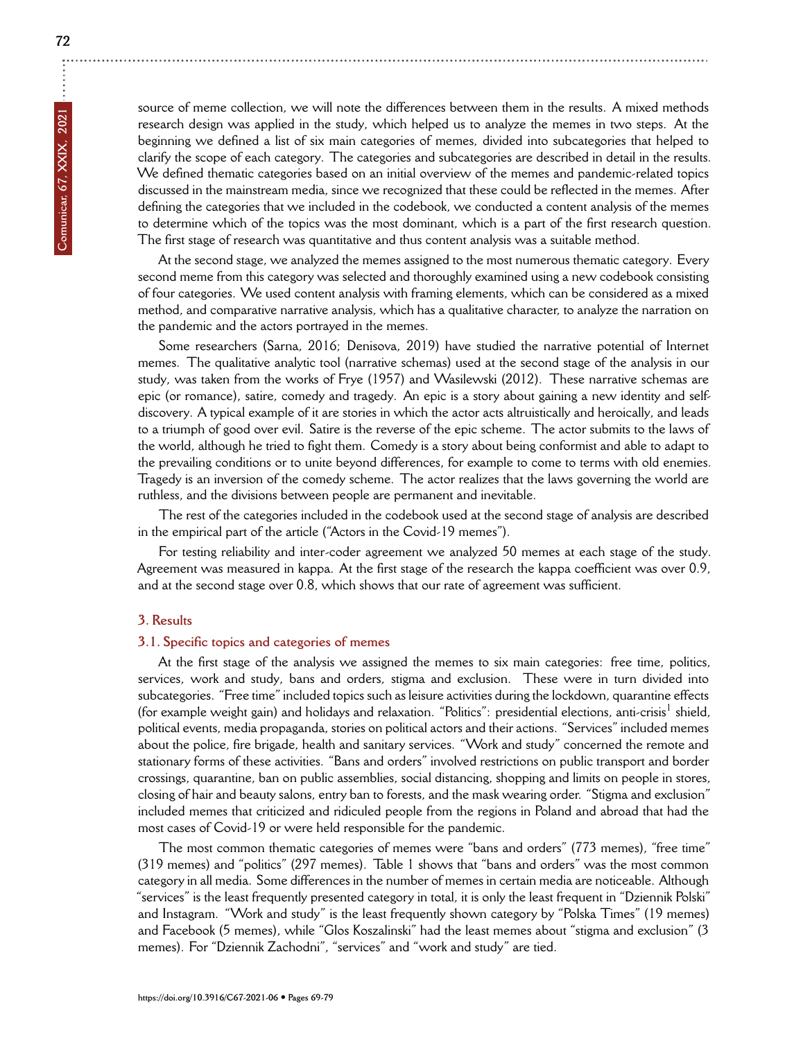source of meme collection, we will note the differences between them in the results. A mixed methods research design was applied in the study, which helped us to analyze the memes in two steps. At the beginning we defined a list of six main categories of memes, divided into subcategories that helped to clarify the scope of each category. The categories and subcategories are described in detail in the results. We defined thematic categories based on an initial overview of the memes and pandemic-related topics discussed in the mainstream media, since we recognized that these could be reflected in the memes. After defining the categories that we included in the codebook, we conducted a content analysis of the memes to determine which of the topics was the most dominant, which is a part of the first research question. The first stage of research was quantitative and thus content analysis was a suitable method.

At the second stage, we analyzed the memes assigned to the most numerous thematic category. Every second meme from this category was selected and thoroughly examined using a new codebook consisting of four categories. We used content analysis with framing elements, which can be considered as a mixed method, and comparative narrative analysis, which has a qualitative character, to analyze the narration on the pandemic and the actors portrayed in the memes.

Some researchers (Sarna, 2016; Denisova, 2019) have studied the narrative potential of Internet memes. The qualitative analytic tool (narrative schemas) used at the second stage of the analysis in our study, was taken from the works of Frye (1957) and Wasilewski (2012). These narrative schemas are epic (or romance), satire, comedy and tragedy. An epic is a story about gaining a new identity and self-discovery. A typical example of it are stories in which the actor acts altruistically and heroically, and leads to a triumph of good over evil. Satire is the reverse of the epic scheme. The actor submits to the laws of the world, although he tried to fight them. Comedy is a story about being conformist and able to adapt to the prevailing conditions or to unite beyond differences, for example to come to terms with old enemies. Tragedy is an inversion of the comedy scheme. The actor realizes that the laws governing the world are ruthless, and the divisions between people are permanent and inevitable.

The rest of the categories included in the codebook used at the second stage of analysis are described in the empirical part of the article ("Actors in the Covid-19 memes").

For testing reliability and inter-coder agreement we analyzed 50 memes at each stage of the study. Agreement was measured in kappa. At the first stage of the research the kappa coefficient was over 0.9, and at the second stage over 0.8, which shows that our rate of agreement was sufficient.

## 3. Results

### 3.1. Specific topics and categories of memes

At the first stage of the analysis we assigned the memes to six main categories: free time, politics, services, work and study, bans and orders, stigma and exclusion. These were in turn divided into subcategories. "Free time" included topics such as leisure activities during the lockdown, quarantine effects (for example weight gain) and holidays and relaxation. "Politics": presidential elections, anti-crisis[1] shield, political events, media propaganda, stories on political actors and their actions. "Services" included memes about the police, fire brigade, health and sanitary services. "Work and study" concerned the remote and stationary forms of these activities. "Bans and orders" involved restrictions on public transport and border crossings, quarantine, ban on public assemblies, social distancing, shopping and limits on people in stores, closing of hair and beauty salons, entry ban to forests, and the mask wearing order. "Stigma and exclusion" included memes that criticized and ridiculed people from the regions in Poland and abroad that had the most cases of Covid-19 or were held responsible for the pandemic.

The most common thematic categories of memes were "bans and orders" (773 memes), "free time" (319 memes) and "politics" (297 memes). Table 1 shows that "bans and orders" was the most common category in all media. Some differences in the number of memes in certain media are noticeable. Although "services" is the least frequently presented category in total, it is only the least frequent in "Dziennik Polski" and Instagram. "Work and study" is the least frequently shown category by "Polska Times" (19 memes) and Facebook (5 memes), while "Glos Koszalinski" had the least memes about "stigma and exclusion" (3 memes). For "Dziennik Zachodni", "services" and "work and study" are tied.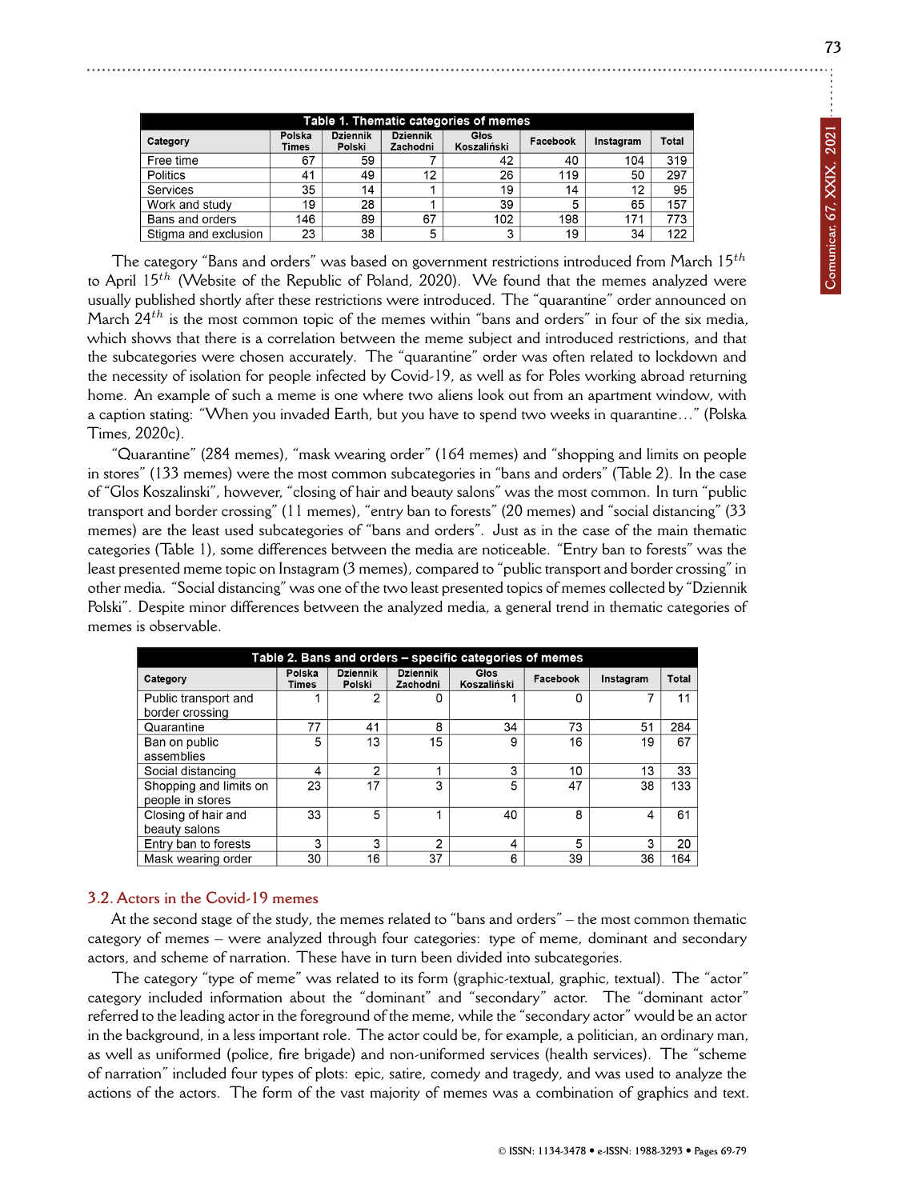| Table 1. Thematic categories of memes | | | | | | | |
|---|---|---|---|---|---|---|---|
| Category | Polska Times | Dziennik Polski | Dziennik Zachodni | Głos Koszaliński | Facebook | Instagram | Total |
| Free time | 67 | 59 | 7 | 42 | 40 | 104 | 319 |
| Politics | 41 | 49 | 12 | 26 | 119 | 50 | 297 |
| Services | 35 | 14 | 1 | 19 | 14 | 12 | 95 |
| Work and study | 19 | 28 | 1 | 39 | 5 | 65 | 157 |
| Bans and orders | 146 | 89 | 67 | 102 | 198 | 171 | 773 |
| Stigma and exclusion | 23 | 38 | 5 | 3 | 19 | 34 | 122 |

The category "Bans and orders" was based on government restrictions introduced from March $15^{th}$ to April $15^{th}$ (Website of the Republic of Poland, 2020). We found that the memes analyzed were usually published shortly after these restrictions were introduced. The "quarantine" order announced on March $24^{th}$ is the most common topic of the memes within "bans and orders" in four of the six media, which shows that there is a correlation between the meme subject and introduced restrictions, and that the subcategories were chosen accurately. The "quarantine" order was often related to lockdown and the necessity of isolation for people infected by Covid-19, as well as for Poles working abroad returning home. An example of such a meme is one where two aliens look out from an apartment window, with a caption stating: "When you invaded Earth, but you have to spend two weeks in quarantine…" (Polska Times, 2020c).

"Quarantine" (284 memes), "mask wearing order" (164 memes) and "shopping and limits on people in stores" (133 memes) were the most common subcategories in "bans and orders" (Table 2). In the case of "Glos Koszalinski", however, "closing of hair and beauty salons" was the most common. In turn "public transport and border crossing" (11 memes), "entry ban to forests" (20 memes) and "social distancing" (33 memes) are the least used subcategories of "bans and orders". Just as in the case of the main thematic categories (Table 1), some differences between the media are noticeable. "Entry ban to forests" was the least presented meme topic on Instagram (3 memes), compared to "public transport and border crossing" in other media. "Social distancing" was one of the two least presented topics of memes collected by "Dziennik Polski". Despite minor differences between the analyzed media, a general trend in thematic categories of memes is observable.

| Table 2. Bans and orders – specific categories of memes | | | | | | | |
|---|---|---|---|---|---|---|---|
| Category | Polska Times | Dziennik Polski | Dziennik Zachodni | Głos Koszaliński | Facebook | Instagram | Total |
| Public transport and border crossing | 1 | 2 | 0 | 1 | 0 | 7 | 11 |
| Quarantine | 77 | 41 | 8 | 34 | 73 | 51 | 284 |
| Ban on public assemblies | 5 | 13 | 15 | 9 | 16 | 19 | 67 |
| Social distancing | 4 | 2 | 1 | 3 | 10 | 13 | 33 |
| Shopping and limits on people in stores | 23 | 17 | 3 | 5 | 47 | 38 | 133 |
| Closing of hair and beauty salons | 33 | 5 | 1 | 40 | 8 | 4 | 61 |
| Entry ban to forests | 3 | 3 | 2 | 4 | 5 | 3 | 20 |
| Mask wearing order | 30 | 16 | 37 | 6 | 39 | 36 | 164 |

### 3.2. Actors in the Covid-19 memes

At the second stage of the study, the memes related to "bans and orders" – the most common thematic category of memes – were analyzed through four categories: type of meme, dominant and secondary actors, and scheme of narration. These have in turn been divided into subcategories.

The category "type of meme" was related to its form (graphic-textual, graphic, textual). The "actor" category included information about the "dominant" and "secondary" actor. The "dominant actor" referred to the leading actor in the foreground of the meme, while the "secondary actor" would be an actor in the background, in a less important role. The actor could be, for example, a politician, an ordinary man, as well as uniformed (police, fire brigade) and non-uniformed services (health services). The "scheme of narration" included four types of plots: epic, satire, comedy and tragedy, and was used to analyze the actions of the actors. The form of the vast majority of memes was a combination of graphics and text.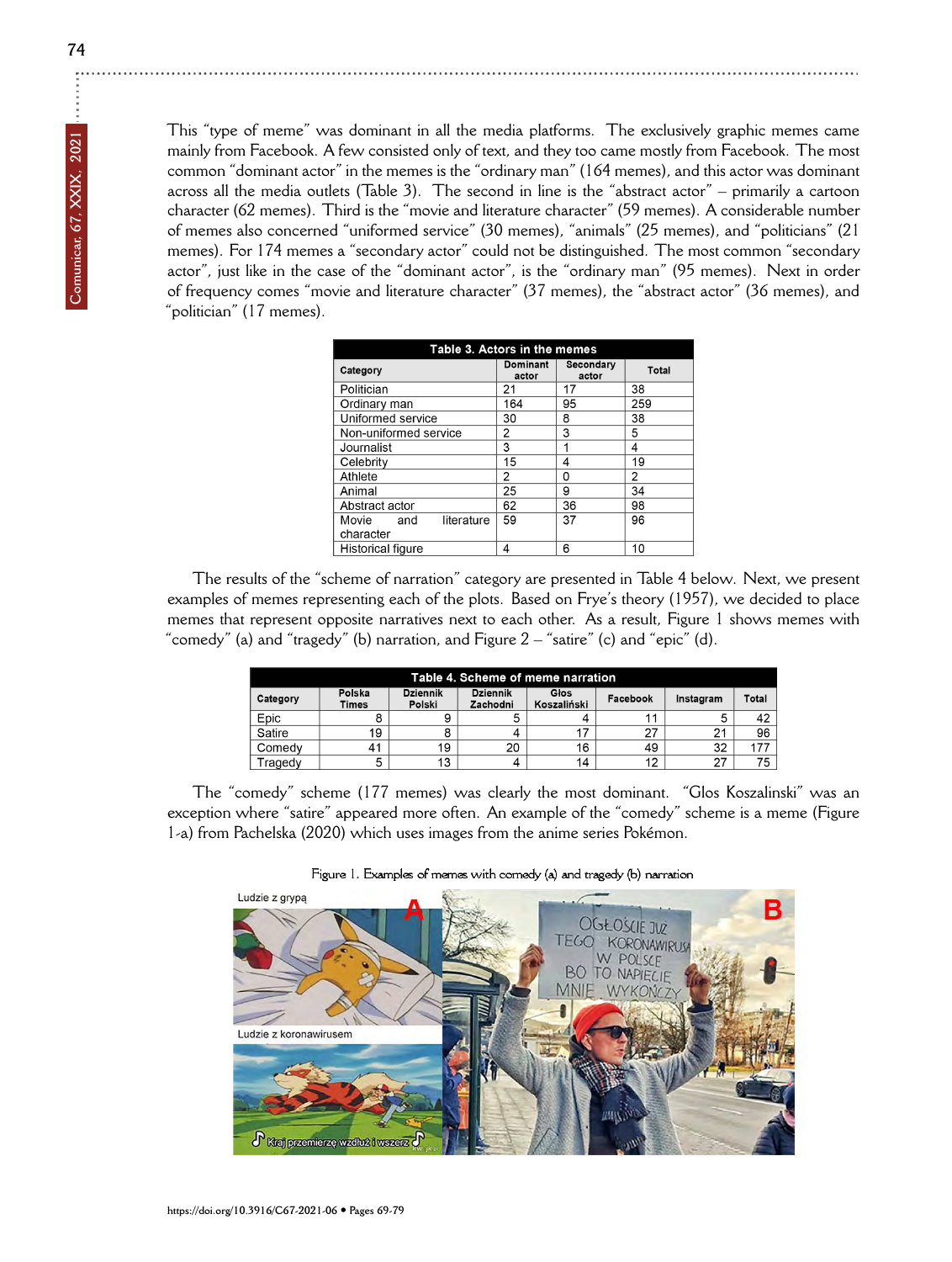This "type of meme" was dominant in all the media platforms. The exclusively graphic memes came mainly from Facebook. A few consisted only of text, and they too came mostly from Facebook. The most common "dominant actor" in the memes is the "ordinary man" (164 memes), and this actor was dominant across all the media outlets (Table 3). The second in line is the "abstract actor" – primarily a cartoon character (62 memes). Third is the "movie and literature character" (59 memes). A considerable number of memes also concerned "uniformed service" (30 memes), "animals" (25 memes), and "politicians" (21 memes). For 174 memes a "secondary actor" could not be distinguished. The most common "secondary actor", just like in the case of the "dominant actor", is the "ordinary man" (95 memes). Next in order of frequency comes "movie and literature character" (37 memes), the "abstract actor" (36 memes), and "politician" (17 memes).

**Table 3. Actors in the memes**

| Category | Dominant actor | Secondary actor | Total |
|---|---|---|---|
| Politician | 21 | 17 | 38 |
| Ordinary man | 164 | 95 | 259 |
| Uniformed service | 30 | 8 | 38 |
| Non-uniformed service | 2 | 3 | 5 |
| Journalist | 3 | 1 | 4 |
| Celebrity | 15 | 4 | 19 |
| Athlete | 2 | 0 | 2 |
| Animal | 25 | 9 | 34 |
| Abstract actor | 62 | 36 | 98 |
| Movie and literature character | 59 | 37 | 96 |
| Historical figure | 4 | 6 | 10 |

The results of the "scheme of narration" category are presented in Table 4 below. Next, we present examples of memes representing each of the plots. Based on Frye's theory (1957), we decided to place memes that represent opposite narratives next to each other. As a result, Figure 1 shows memes with "comedy" (a) and "tragedy" (b) narration, and Figure 2 – "satire" (c) and "epic" (d).

**Table 4. Scheme of meme narration**

| Category | Polska Times | Dziennik Polski | Dziennik Zachodni | Głos Koszaliński | Facebook | Instagram | Total |
|---|---|---|---|---|---|---|---|
| Epic | 8 | 9 | 5 | 4 | 11 | 5 | 42 |
| Satire | 19 | 8 | 4 | 17 | 27 | 21 | 96 |
| Comedy | 41 | 19 | 20 | 16 | 49 | 32 | 177 |
| Tragedy | 5 | 13 | 4 | 14 | 12 | 27 | 75 |

The "comedy" scheme (177 memes) was clearly the most dominant. "Glos Koszalinski" was an exception where "satire" appeared more often. An example of the "comedy" scheme is a meme (Figure 1-a) from Pachelska (2020) which uses images from the anime series Pokémon.

Figure 1. Examples of memes with comedy (a) and tragedy (b) narration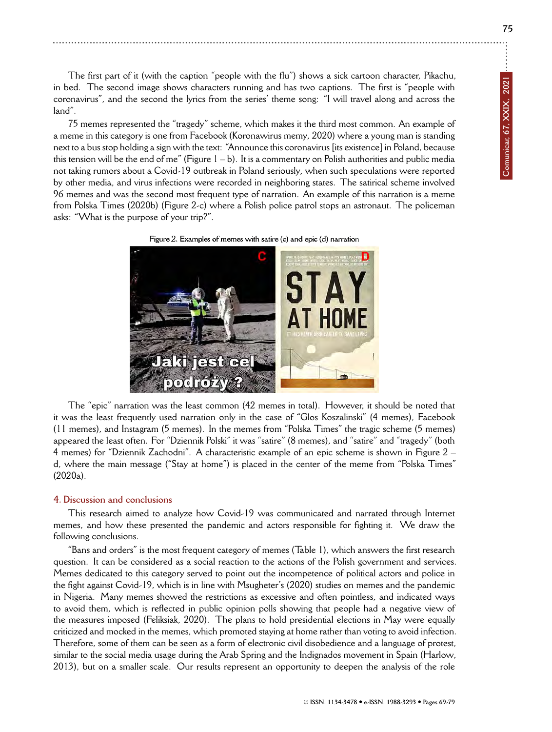The first part of it (with the caption "people with the flu") shows a sick cartoon character, Pikachu, in bed. The second image shows characters running and has two captions. The first is "people with coronavirus", and the second the lyrics from the series' theme song: "I will travel along and across the land".

75 memes represented the "tragedy" scheme, which makes it the third most common. An example of a meme in this category is one from Facebook (Koronawirus memy, 2020) where a young man is standing next to a bus stop holding a sign with the text: "Announce this coronavirus [its existence] in Poland, because this tension will be the end of me" (Figure 1 – b). It is a commentary on Polish authorities and public media not taking rumors about a Covid-19 outbreak in Poland seriously, when such speculations were reported by other media, and virus infections were recorded in neighboring states. The satirical scheme involved 96 memes and was the second most frequent type of narration. An example of this narration is a meme from Polska Times (2020b) (Figure 2-c) where a Polish police patrol stops an astronaut. The policeman asks: "What is the purpose of your trip?".

Figure 2. Examples of memes with satire (c) and epic (d) narration

The "epic" narration was the least common (42 memes in total). However, it should be noted that it was the least frequently used narration only in the case of "Glos Koszalinski" (4 memes), Facebook (11 memes), and Instagram (5 memes). In the memes from "Polska Times" the tragic scheme (5 memes) appeared the least often. For "Dziennik Polski" it was "satire" (8 memes), and "satire" and "tragedy" (both 4 memes) for "Dziennik Zachodni". A characteristic example of an epic scheme is shown in Figure 2 – d, where the main message ("Stay at home") is placed in the center of the meme from "Polska Times" (2020a).

## 4. Discussion and conclusions

This research aimed to analyze how Covid-19 was communicated and narrated through Internet memes, and how these presented the pandemic and actors responsible for fighting it. We draw the following conclusions.

"Bans and orders" is the most frequent category of memes (Table 1), which answers the first research question. It can be considered as a social reaction to the actions of the Polish government and services. Memes dedicated to this category served to point out the incompetence of political actors and police in the fight against Covid-19, which is in line with Msugheter's (2020) studies on memes and the pandemic in Nigeria. Many memes showed the restrictions as excessive and often pointless, and indicated ways to avoid them, which is reflected in public opinion polls showing that people had a negative view of the measures imposed (Feliksiak, 2020). The plans to hold presidential elections in May were equally criticized and mocked in the memes, which promoted staying at home rather than voting to avoid infection. Therefore, some of them can be seen as a form of electronic civil disobedience and a language of protest, similar to the social media usage during the Arab Spring and the Indignados movement in Spain (Harlow, 2013), but on a smaller scale. Our results represent an opportunity to deepen the analysis of the role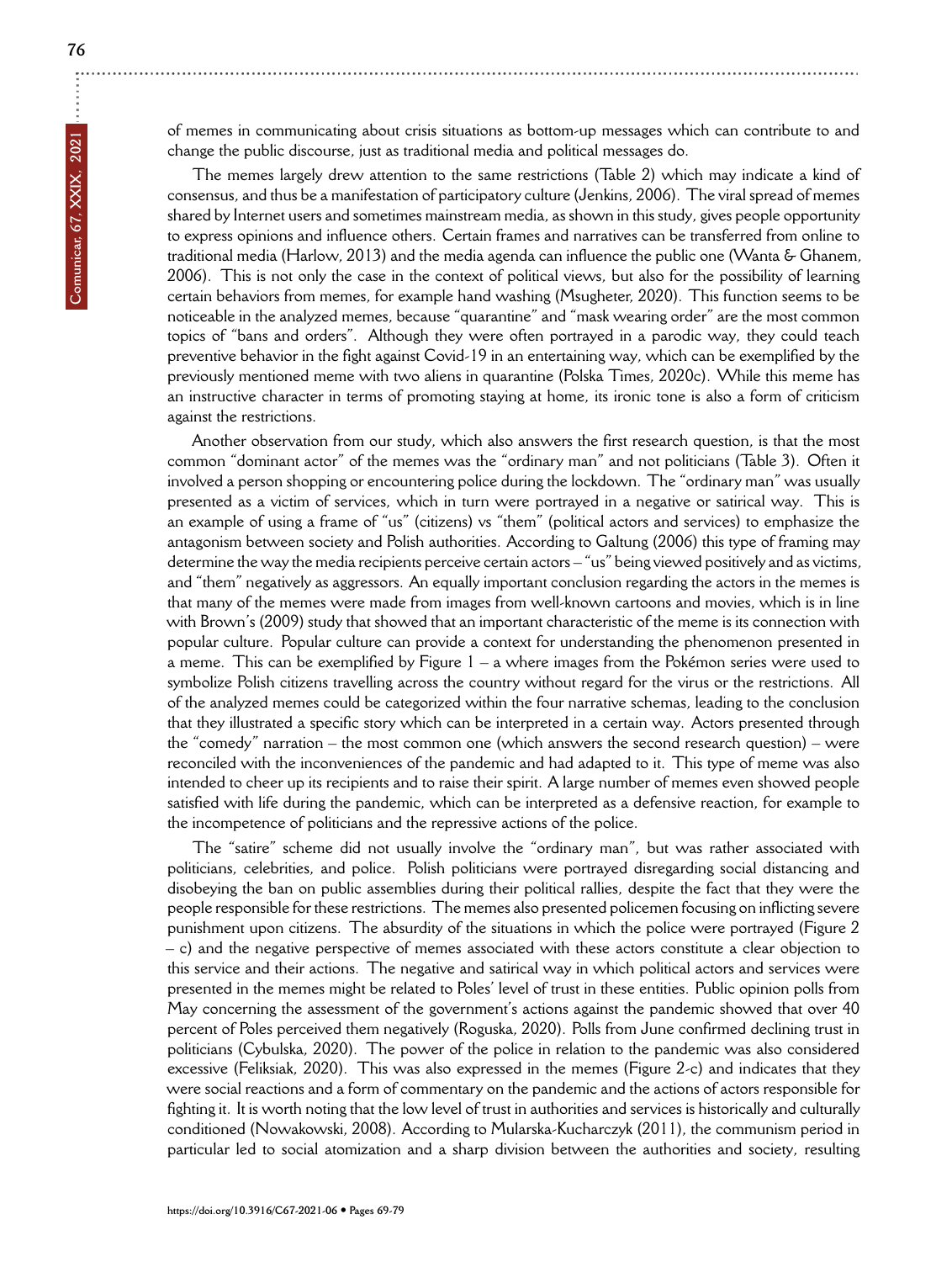of memes in communicating about crisis situations as bottom-up messages which can contribute to and change the public discourse, just as traditional media and political messages do.

The memes largely drew attention to the same restrictions (Table 2) which may indicate a kind of consensus, and thus be a manifestation of participatory culture (Jenkins, 2006). The viral spread of memes shared by Internet users and sometimes mainstream media, as shown in this study, gives people opportunity to express opinions and influence others. Certain frames and narratives can be transferred from online to traditional media (Harlow, 2013) and the media agenda can influence the public one (Wanta & Ghanem, 2006). This is not only the case in the context of political views, but also for the possibility of learning certain behaviors from memes, for example hand washing (Msugheter, 2020). This function seems to be noticeable in the analyzed memes, because "quarantine" and "mask wearing order" are the most common topics of "bans and orders". Although they were often portrayed in a parodic way, they could teach preventive behavior in the fight against Covid-19 in an entertaining way, which can be exemplified by the previously mentioned meme with two aliens in quarantine (Polska Times, 2020c). While this meme has an instructive character in terms of promoting staying at home, its ironic tone is also a form of criticism against the restrictions.

Another observation from our study, which also answers the first research question, is that the most common "dominant actor" of the memes was the "ordinary man" and not politicians (Table 3). Often it involved a person shopping or encountering police during the lockdown. The "ordinary man" was usually presented as a victim of services, which in turn were portrayed in a negative or satirical way. This is an example of using a frame of "us" (citizens) vs "them" (political actors and services) to emphasize the antagonism between society and Polish authorities. According to Galtung (2006) this type of framing may determine the way the media recipients perceive certain actors – "us" being viewed positively and as victims, and "them" negatively as aggressors. An equally important conclusion regarding the actors in the memes is that many of the memes were made from images from well-known cartoons and movies, which is in line with Brown's (2009) study that showed that an important characteristic of the meme is its connection with popular culture. Popular culture can provide a context for understanding the phenomenon presented in a meme. This can be exemplified by Figure 1 – a where images from the Pokémon series were used to symbolize Polish citizens travelling across the country without regard for the virus or the restrictions. All of the analyzed memes could be categorized within the four narrative schemas, leading to the conclusion that they illustrated a specific story which can be interpreted in a certain way. Actors presented through the "comedy" narration – the most common one (which answers the second research question) – were reconciled with the inconveniences of the pandemic and had adapted to it. This type of meme was also intended to cheer up its recipients and to raise their spirit. A large number of memes even showed people satisfied with life during the pandemic, which can be interpreted as a defensive reaction, for example to the incompetence of politicians and the repressive actions of the police.

The "satire" scheme did not usually involve the "ordinary man", but was rather associated with politicians, celebrities, and police. Polish politicians were portrayed disregarding social distancing and disobeying the ban on public assemblies during their political rallies, despite the fact that they were the people responsible for these restrictions. The memes also presented policemen focusing on inflicting severe punishment upon citizens. The absurdity of the situations in which the police were portrayed (Figure 2 – c) and the negative perspective of memes associated with these actors constitute a clear objection to this service and their actions. The negative and satirical way in which political actors and services were presented in the memes might be related to Poles' level of trust in these entities. Public opinion polls from May concerning the assessment of the government's actions against the pandemic showed that over 40 percent of Poles perceived them negatively (Roguska, 2020). Polls from June confirmed declining trust in politicians (Cybulska, 2020). The power of the police in relation to the pandemic was also considered excessive (Feliksiak, 2020). This was also expressed in the memes (Figure 2-c) and indicates that they were social reactions and a form of commentary on the pandemic and the actions of actors responsible for fighting it. It is worth noting that the low level of trust in authorities and services is historically and culturally conditioned (Nowakowski, 2008). According to Mularska-Kucharczyk (2011), the communism period in particular led to social atomization and a sharp division between the authorities and society, resulting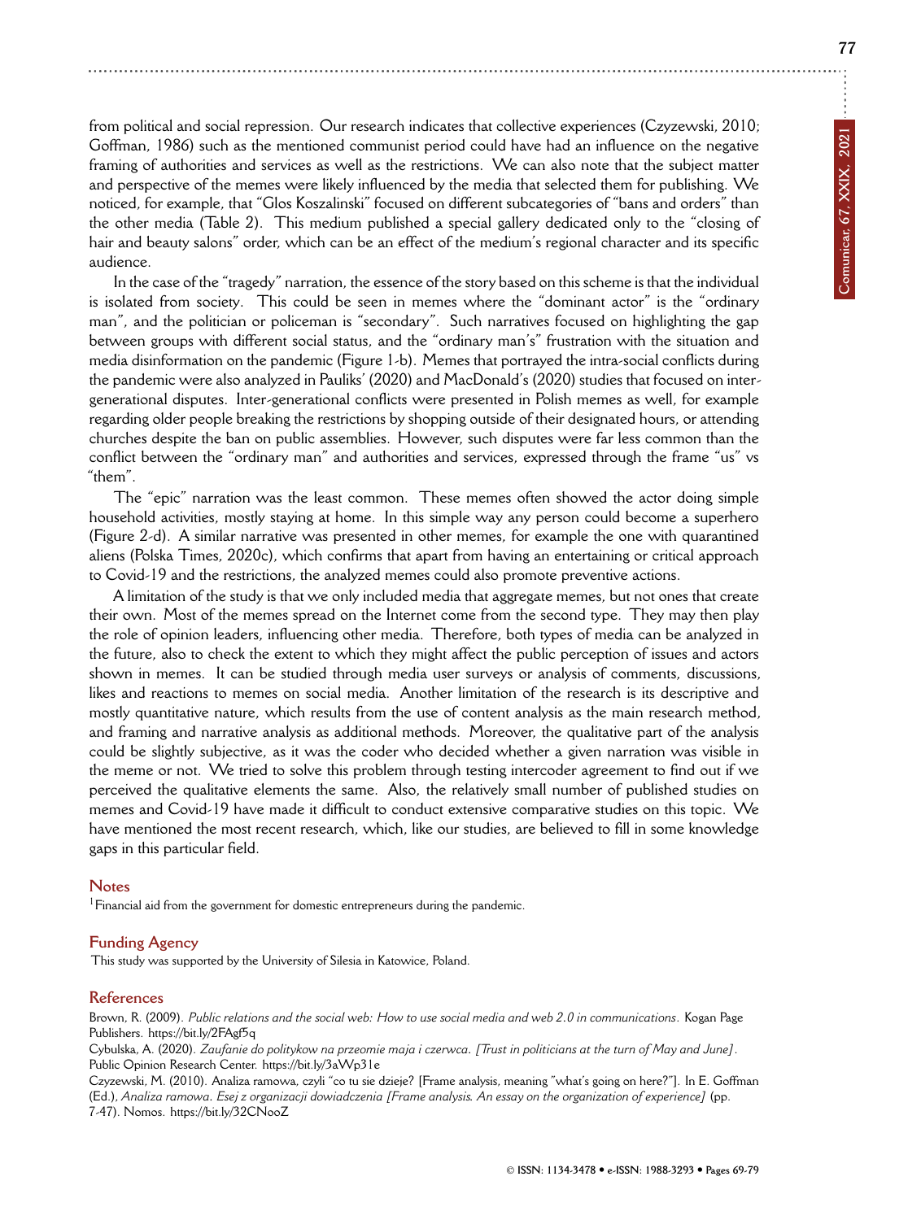from political and social repression. Our research indicates that collective experiences (Czyzewski, 2010; Goffman, 1986) such as the mentioned communist period could have had an influence on the negative framing of authorities and services as well as the restrictions. We can also note that the subject matter and perspective of the memes were likely influenced by the media that selected them for publishing. We noticed, for example, that "Glos Koszalinski" focused on different subcategories of "bans and orders" than the other media (Table 2). This medium published a special gallery dedicated only to the "closing of hair and beauty salons" order, which can be an effect of the medium's regional character and its specific audience.

In the case of the "tragedy" narration, the essence of the story based on this scheme is that the individual is isolated from society. This could be seen in memes where the "dominant actor" is the "ordinary man", and the politician or policeman is "secondary". Such narratives focused on highlighting the gap between groups with different social status, and the "ordinary man's" frustration with the situation and media disinformation on the pandemic (Figure 1-b). Memes that portrayed the intra-social conflicts during the pandemic were also analyzed in Pauliks' (2020) and MacDonald's (2020) studies that focused on inter-generational disputes. Inter-generational conflicts were presented in Polish memes as well, for example regarding older people breaking the restrictions by shopping outside of their designated hours, or attending churches despite the ban on public assemblies. However, such disputes were far less common than the conflict between the "ordinary man" and authorities and services, expressed through the frame "us" vs "them".

The "epic" narration was the least common. These memes often showed the actor doing simple household activities, mostly staying at home. In this simple way any person could become a superhero (Figure 2-d). A similar narrative was presented in other memes, for example the one with quarantined aliens (Polska Times, 2020c), which confirms that apart from having an entertaining or critical approach to Covid-19 and the restrictions, the analyzed memes could also promote preventive actions.

A limitation of the study is that we only included media that aggregate memes, but not ones that create their own. Most of the memes spread on the Internet come from the second type. They may then play the role of opinion leaders, influencing other media. Therefore, both types of media can be analyzed in the future, also to check the extent to which they might affect the public perception of issues and actors shown in memes. It can be studied through media user surveys or analysis of comments, discussions, likes and reactions to memes on social media. Another limitation of the research is its descriptive and mostly quantitative nature, which results from the use of content analysis as the main research method, and framing and narrative analysis as additional methods. Moreover, the qualitative part of the analysis could be slightly subjective, as it was the coder who decided whether a given narration was visible in the meme or not. We tried to solve this problem through testing intercoder agreement to find out if we perceived the qualitative elements the same. Also, the relatively small number of published studies on memes and Covid-19 have made it difficult to conduct extensive comparative studies on this topic. We have mentioned the most recent research, which, like our studies, are believed to fill in some knowledge gaps in this particular field.

## Notes

[1] Financial aid from the government for domestic entrepreneurs during the pandemic.

## Funding Agency

This study was supported by the University of Silesia in Katowice, Poland.

## References

Brown, R. (2009). *Public relations and the social web: How to use social media and web 2.0 in communications*. Kogan Page Publishers. https://bit.ly/2FAgf5q

Cybulska, A. (2020). *Zaufanie do politykow na przeomie maja i czerwca. [Trust in politicians at the turn of May and June]*. Public Opinion Research Center. https://bit.ly/3aWp31e

Czyzewski, M. (2010). Analiza ramowa, czyli "co tu sie dzieje? [Frame analysis, meaning "what's going on here?"]. In E. Goffman (Ed.), *Analiza ramowa. Esej z organizacji dowiadczenia [Frame analysis. An essay on the organization of experience]* (pp. 7-47). Nomos. https://bit.ly/32CNooZ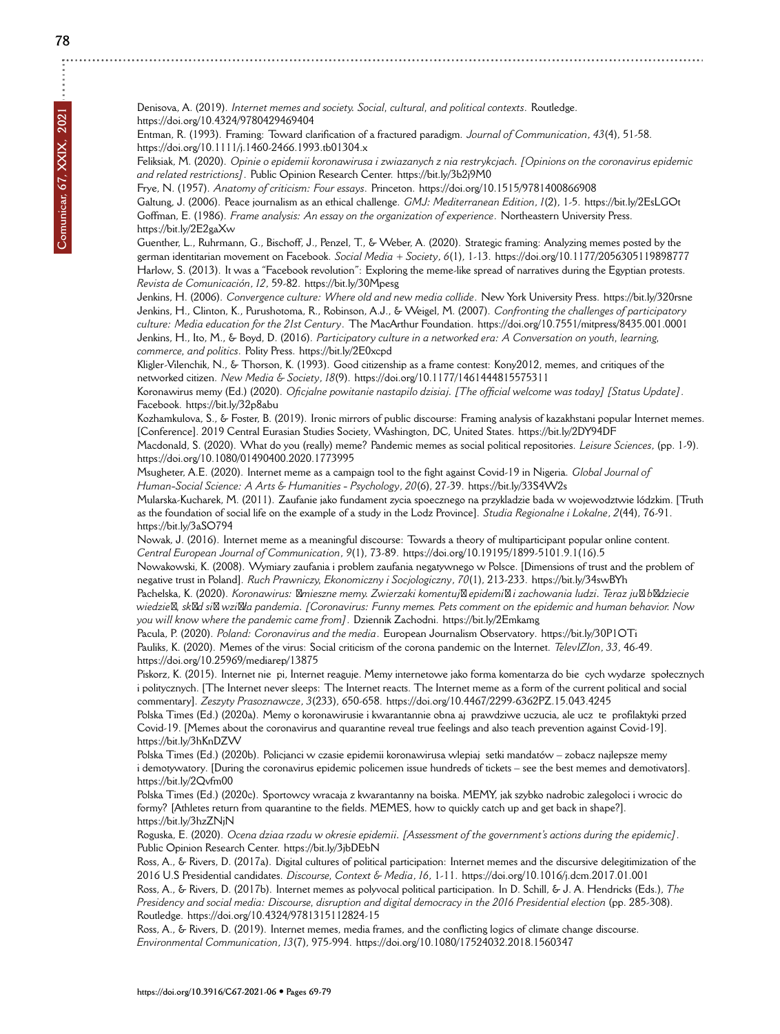Denisova, A. (2019). *Internet memes and society. Social, cultural, and political contexts*. Routledge. https://doi.org/10.4324/9780429469404

Entman, R. (1993). Framing: Toward clarification of a fractured paradigm. *Journal of Communication*, *43*(4), 51-58. https://doi.org/10.1111/j.1460-2466.1993.tb01304.x

Feliksiak, M. (2020). *Opinie o epidemii koronawirusa i zwiazanych z nia restrykcjach. [Opinions on the coronavirus epidemic and related restrictions]*. Public Opinion Research Center. https://bit.ly/3b2j9M0

Frye, N. (1957). *Anatomy of criticism: Four essays*. Princeton. https://doi.org/10.1515/9781400866908

Galtung, J. (2006). Peace journalism as an ethical challenge. *GMJ: Mediterranean Edition*, *1*(2), 1-5. https://bit.ly/2EsLGOt

Goffman, E. (1986). *Frame analysis: An essay on the organization of experience*. Northeastern University Press. https://bit.ly/2E2gaXw

Guenther, L., Ruhrmann, G., Bischoff, J., Penzel, T., & Weber, A. (2020). Strategic framing: Analyzing memes posted by the german identitarian movement on Facebook. *Social Media + Society*, *6*(1), 1-13. https://doi.org/10.1177/2056305119898777

Harlow, S. (2013). It was a "Facebook revolution": Exploring the meme-like spread of narratives during the Egyptian protests. *Revista de Comunicación*, *12*, 59-82. https://bit.ly/30Mpesg

Jenkins, H. (2006). *Convergence culture: Where old and new media collide*. New York University Press. https://bit.ly/320rsne

Jenkins, H., Clinton, K., Purushotoma, R., Robinson, A.J., & Weigel, M. (2007). *Confronting the challenges of participatory culture: Media education for the 21st Century*. The MacArthur Foundation. https://doi.org/10.7551/mitpress/8435.001.0001

Jenkins, H., Ito, M., & Boyd, D. (2016). *Participatory culture in a networked era: A Conversation on youth, learning, commerce, and politics*. Polity Press. https://bit.ly/2E0xcpd

Kligler-Vilenchik, N., & Thorson, K. (1993). Good citizenship as a frame contest: Kony2012, memes, and critiques of the networked citizen. *New Media & Society*, *18*(9). https://doi.org/10.1177/1461444815575311

Koronawirus memy (Ed.) (2020). *Oficjalne powitanie nastapilo dzisiaj. [The official welcome was today] [Status Update]*. Facebook. https://bit.ly/32p8abu

Kozhamkulova, S., & Foster, B. (2019). Ironic mirrors of public discourse: Framing analysis of kazakhstani popular Internet memes. [Conference]. 2019 Central Eurasian Studies Society, Washington, DC, United States. https://bit.ly/2DY94DF

Macdonald, S. (2020). What do you (really) meme? Pandemic memes as social political repositories. *Leisure Sciences*, (pp. 1-9). https://doi.org/10.1080/01490400.2020.1773995

Msugheter, A.E. (2020). Internet meme as a campaign tool to the fight against Covid-19 in Nigeria. *Global Journal of Human-Social Science: A Arts & Humanities - Psychology*, *20*(6), 27-39. https://bit.ly/33S4W2s

Mularska-Kucharek, M. (2011). Zaufanie jako fundament zycia spoecznego na przykladzie bada w wojewodztwie lódzkim. [Truth as the foundation of social life on the example of a study in the Lodz Province]. *Studia Regionalne i Lokalne*, *2*(44), 76-91. https://bit.ly/3aSO794

Nowak, J. (2016). Internet meme as a meaningful discourse: Towards a theory of multiparticipant popular online content. *Central European Journal of Communication*, *9*(1), 73-89. https://doi.org/10.19195/1899-5101.9.1(16).5

Nowakowski, K. (2008). Wymiary zaufania i problem zaufania negatywnego w Polsce. [Dimensions of trust and the problem of negative trust in Poland]. *Ruch Prawniczy, Ekonomiczny i Socjologiczny*, *70*(1), 213-233. https://bit.ly/34swBYh

Pachelska, K. (2020). *Koronawirus: �mieszne memy. Zwierzaki komentuj� epidemi� i zachowania ludzi. Teraz ju� b�dziecie wiedzie�, sk�d si� wzi��a pandemia. [Coronavirus: Funny memes. Pets comment on the epidemic and human behavior. Now you will know where the pandemic came from]*. Dziennik Zachodni. https://bit.ly/2Emkamg

Pacula, P. (2020). *Poland: Coronavirus and the media*. European Journalism Observatory. https://bit.ly/30P1OTi

Pauliks, K. (2020). Memes of the virus: Social criticism of the corona pandemic on the Internet. *TelevIZIon*, *33*, 46-49. https://doi.org/10.25969/mediarep/13875

Piskorz, K. (2015). Internet nie pi, Internet reaguje. Memy internetowe jako forma komentarza do bie cych wydarze społecznych i politycznych. [The Internet never sleeps: The Internet reacts. The Internet meme as a form of the current political and social commentary]. *Zeszyty Prasoznawcze*, *3*(233), 650-658. https://doi.org/10.4467/2299-6362PZ.15.043.4245

Polska Times (Ed.) (2020a). Memy o koronawirusie i kwarantannie obna aj prawdziwe uczucia, ale ucz te profilaktyki przed Covid-19. [Memes about the coronavirus and quarantine reveal true feelings and also teach prevention against Covid-19]. https://bit.ly/3hKnDZW

Polska Times (Ed.) (2020b). Policjanci w czasie epidemii koronawirusa wlepiaj setki mandatów – zobacz najlepsze memy i demotywatory. [During the coronavirus epidemic policemen issue hundreds of tickets – see the best memes and demotivators]. https://bit.ly/2Qvfm00

Polska Times (Ed.) (2020c). Sportowcy wracaja z kwarantanny na boiska. MEMY, jak szybko nadrobic zalegoloci i wrocic do formy? [Athletes return from quarantine to the fields. MEMES, how to quickly catch up and get back in shape?]. https://bit.ly/3hzZNjN

Roguska, E. (2020). *Ocena dziaa rzadu w okresie epidemii. [Assessment of the government's actions during the epidemic]*. Public Opinion Research Center. https://bit.ly/3jbDEbN

Ross, A., & Rivers, D. (2017a). Digital cultures of political participation: Internet memes and the discursive delegitimization of the 2016 U.S Presidential candidates. *Discourse, Context & Media*, *16*, 1-11. https://doi.org/10.1016/j.dcm.2017.01.001

Ross, A., & Rivers, D. (2017b). Internet memes as polyvocal political participation. In D. Schill, & J. A. Hendricks (Eds.), *The Presidency and social media: Discourse, disruption and digital democracy in the 2016 Presidential election* (pp. 285-308). Routledge. https://doi.org/10.4324/9781315112824-15

Ross, A., & Rivers, D. (2019). Internet memes, media frames, and the conflicting logics of climate change discourse. *Environmental Communication*, *13*(7), 975-994. https://doi.org/10.1080/17524032.2018.1560347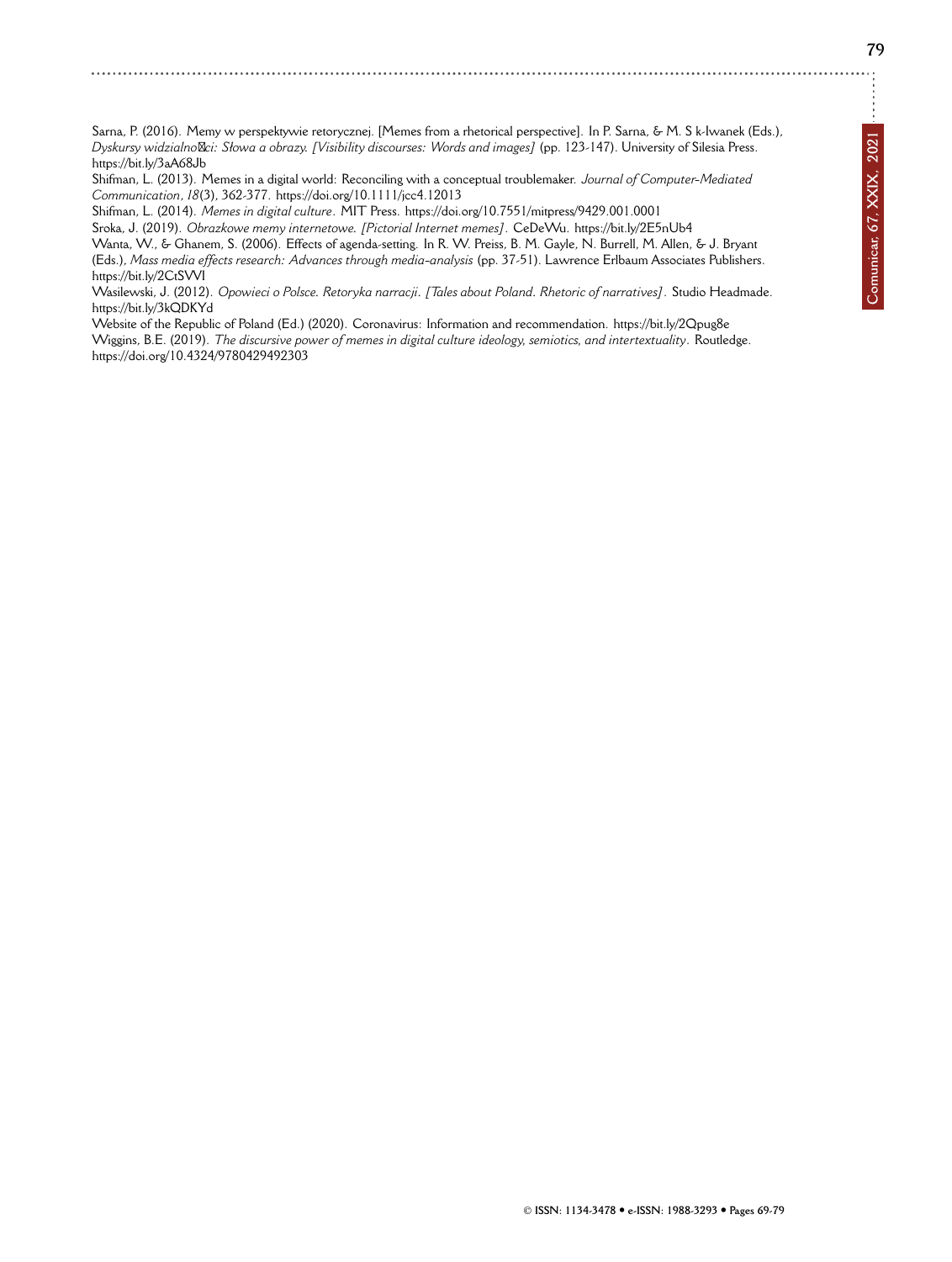Sarna, P. (2016). Memy w perspektywie retorycznej. [Memes from a rhetorical perspective]. In P. Sarna, & M. S k-Iwanek (Eds.), *Dyskursy widzialno ci: Słowa a obrazy. [Visibility discourses: Words and images]* (pp. 123-147). University of Silesia Press. https://bit.ly/3aA68Jb

Shifman, L. (2013). Memes in a digital world: Reconciling with a conceptual troublemaker. *Journal of Computer-Mediated Communication*, *18*(3), 362-377. https://doi.org/10.1111/jcc4.12013

Shifman, L. (2014). *Memes in digital culture*. MIT Press. https://doi.org/10.7551/mitpress/9429.001.0001

Sroka, J. (2019). *Obrazkowe memy internetowe. [Pictorial Internet memes]*. CeDeWu. https://bit.ly/2E5nUb4

Wanta, W., & Ghanem, S. (2006). Effects of agenda-setting. In R. W. Preiss, B. M. Gayle, N. Burrell, M. Allen, & J. Bryant (Eds.), *Mass media effects research: Advances through media-analysis* (pp. 37-51). Lawrence Erlbaum Associates Publishers. https://bit.ly/2CtSVVl

Wasilewski, J. (2012). *Opowieci o Polsce. Retoryka narracji. [Tales about Poland. Rhetoric of narratives]*. Studio Headmade. https://bit.ly/3kQDKYd

Website of the Republic of Poland (Ed.) (2020). Coronavirus: Information and recommendation. https://bit.ly/2Qpug8e

Wiggins, B.E. (2019). *The discursive power of memes in digital culture ideology, semiotics, and intertextuality*. Routledge. https://doi.org/10.4324/9780429492303